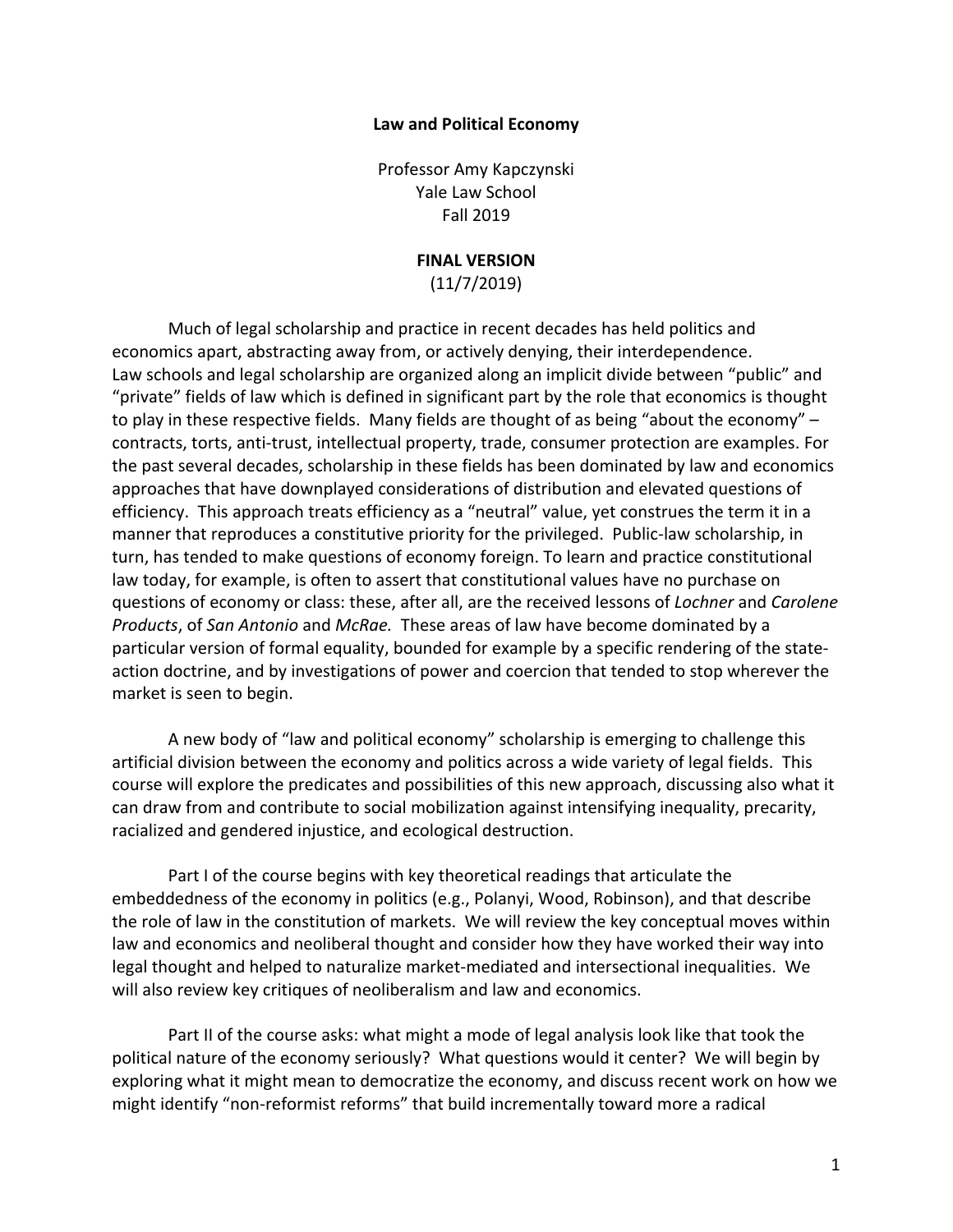**Law and Political Economy**

Professor Amy Kapczynski
Yale Law School
Fall 2019

**FINAL VERSION**
(11/7/2019)

Much of legal scholarship and practice in recent decades has held politics and economics apart, abstracting away from, or actively denying, their interdependence. Law schools and legal scholarship are organized along an implicit divide between "public" and "private" fields of law which is defined in significant part by the role that economics is thought to play in these respective fields. Many fields are thought of as being "about the economy" – contracts, torts, anti-trust, intellectual property, trade, consumer protection are examples. For the past several decades, scholarship in these fields has been dominated by law and economics approaches that have downplayed considerations of distribution and elevated questions of efficiency. This approach treats efficiency as a "neutral" value, yet construes the term it in a manner that reproduces a constitutive priority for the privileged. Public-law scholarship, in turn, has tended to make questions of economy foreign. To learn and practice constitutional law today, for example, is often to assert that constitutional values have no purchase on questions of economy or class: these, after all, are the received lessons of *Lochner* and *Carolene Products*, of *San Antonio* and *McRae.* These areas of law have become dominated by a particular version of formal equality, bounded for example by a specific rendering of the state-action doctrine, and by investigations of power and coercion that tended to stop wherever the market is seen to begin.

A new body of "law and political economy" scholarship is emerging to challenge this artificial division between the economy and politics across a wide variety of legal fields. This course will explore the predicates and possibilities of this new approach, discussing also what it can draw from and contribute to social mobilization against intensifying inequality, precarity, racialized and gendered injustice, and ecological destruction.

Part I of the course begins with key theoretical readings that articulate the embeddedness of the economy in politics (e.g., Polanyi, Wood, Robinson), and that describe the role of law in the constitution of markets. We will review the key conceptual moves within law and economics and neoliberal thought and consider how they have worked their way into legal thought and helped to naturalize market-mediated and intersectional inequalities. We will also review key critiques of neoliberalism and law and economics.

Part II of the course asks: what might a mode of legal analysis look like that took the political nature of the economy seriously? What questions would it center? We will begin by exploring what it might mean to democratize the economy, and discuss recent work on how we might identify "non-reformist reforms" that build incrementally toward more a radical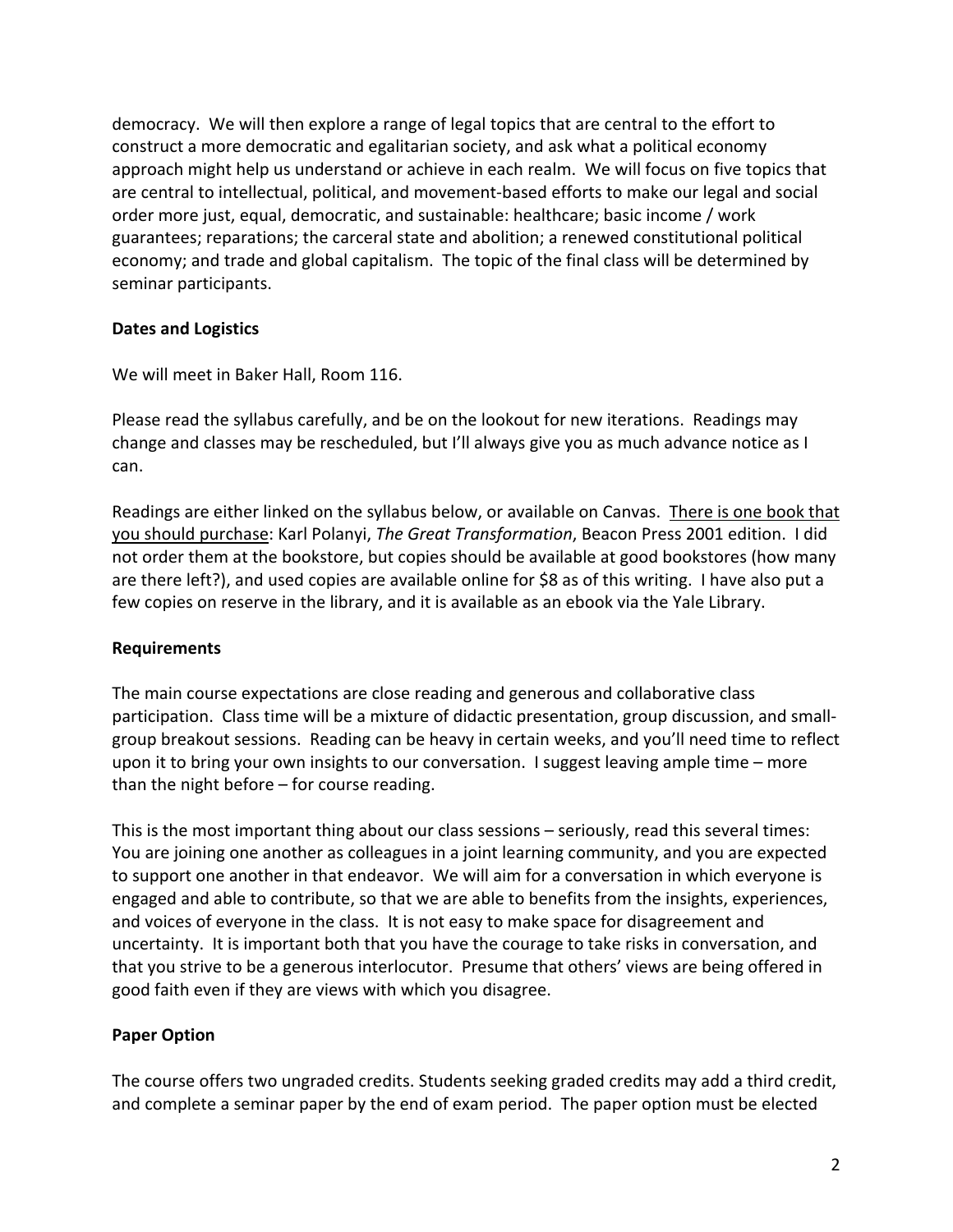democracy. We will then explore a range of legal topics that are central to the effort to construct a more democratic and egalitarian society, and ask what a political economy approach might help us understand or achieve in each realm. We will focus on five topics that are central to intellectual, political, and movement-based efforts to make our legal and social order more just, equal, democratic, and sustainable: healthcare; basic income / work guarantees; reparations; the carceral state and abolition; a renewed constitutional political economy; and trade and global capitalism. The topic of the final class will be determined by seminar participants.

**Dates and Logistics**

We will meet in Baker Hall, Room 116.

Please read the syllabus carefully, and be on the lookout for new iterations. Readings may change and classes may be rescheduled, but I'll always give you as much advance notice as I can.

Readings are either linked on the syllabus below, or available on Canvas. <u>There is one book that you should purchase</u>: Karl Polanyi, *The Great Transformation*, Beacon Press 2001 edition. I did not order them at the bookstore, but copies should be available at good bookstores (how many are there left?), and used copies are available online for $8 as of this writing. I have also put a few copies on reserve in the library, and it is available as an ebook via the Yale Library.

**Requirements**

The main course expectations are close reading and generous and collaborative class participation. Class time will be a mixture of didactic presentation, group discussion, and small-group breakout sessions. Reading can be heavy in certain weeks, and you'll need time to reflect upon it to bring your own insights to our conversation. I suggest leaving ample time – more than the night before – for course reading.

This is the most important thing about our class sessions – seriously, read this several times: You are joining one another as colleagues in a joint learning community, and you are expected to support one another in that endeavor. We will aim for a conversation in which everyone is engaged and able to contribute, so that we are able to benefits from the insights, experiences, and voices of everyone in the class. It is not easy to make space for disagreement and uncertainty. It is important both that you have the courage to take risks in conversation, and that you strive to be a generous interlocutor. Presume that others' views are being offered in good faith even if they are views with which you disagree.

**Paper Option**

The course offers two ungraded credits. Students seeking graded credits may add a third credit, and complete a seminar paper by the end of exam period. The paper option must be elected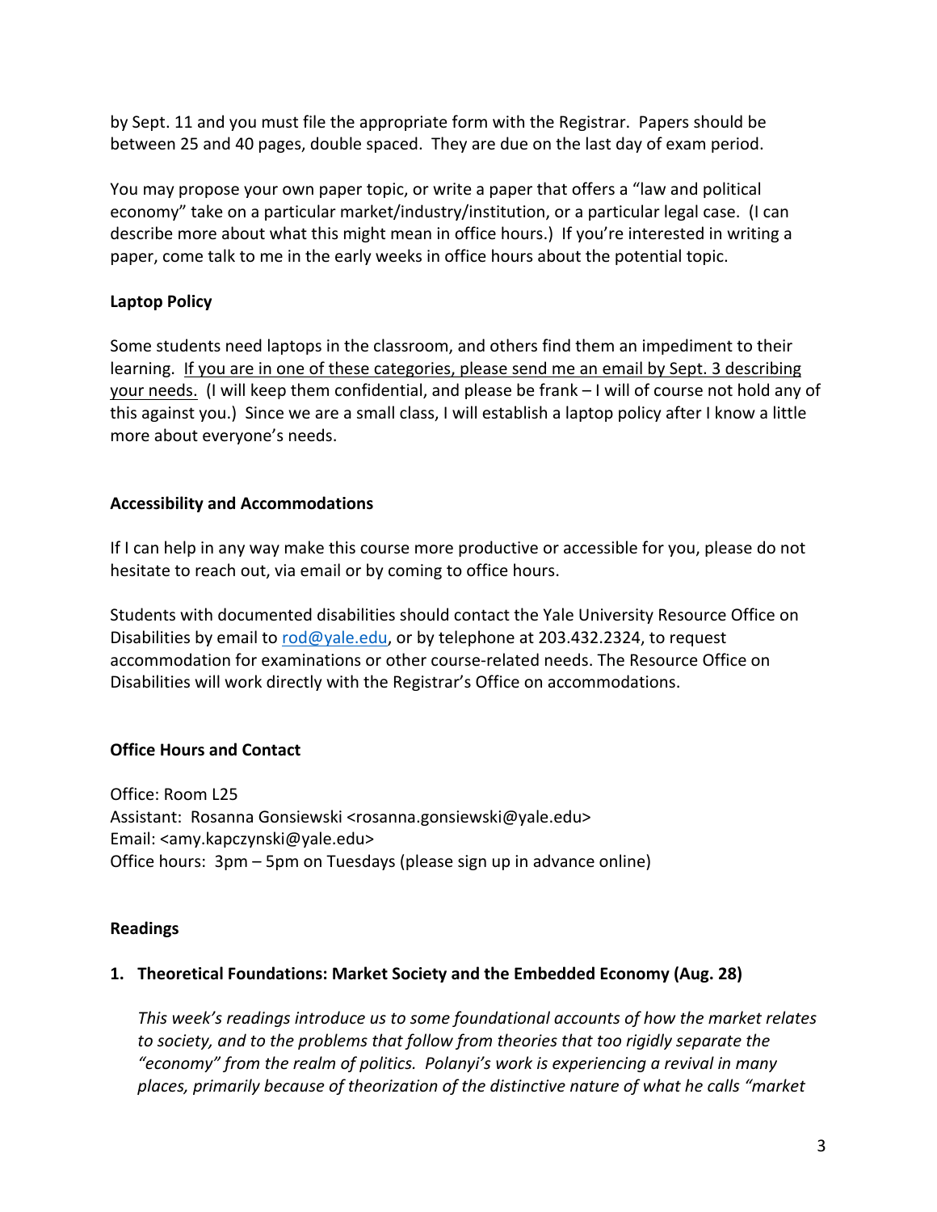by Sept. 11 and you must file the appropriate form with the Registrar. Papers should be between 25 and 40 pages, double spaced. They are due on the last day of exam period.

You may propose your own paper topic, or write a paper that offers a "law and political economy" take on a particular market/industry/institution, or a particular legal case. (I can describe more about what this might mean in office hours.) If you're interested in writing a paper, come talk to me in the early weeks in office hours about the potential topic.

**Laptop Policy**

Some students need laptops in the classroom, and others find them an impediment to their learning. <u>If you are in one of these categories, please send me an email by Sept. 3 describing your needs.</u> (I will keep them confidential, and please be frank – I will of course not hold any of this against you.) Since we are a small class, I will establish a laptop policy after I know a little more about everyone's needs.

**Accessibility and Accommodations**

If I can help in any way make this course more productive or accessible for you, please do not hesitate to reach out, via email or by coming to office hours.

Students with documented disabilities should contact the Yale University Resource Office on Disabilities by email to rod@yale.edu, or by telephone at 203.432.2324, to request accommodation for examinations or other course-related needs. The Resource Office on Disabilities will work directly with the Registrar's Office on accommodations.

**Office Hours and Contact**

Office: Room L25
Assistant: Rosanna Gonsiewski <rosanna.gonsiewski@yale.edu>
Email: <amy.kapczynski@yale.edu>
Office hours: 3pm – 5pm on Tuesdays (please sign up in advance online)

**Readings**

**1. Theoretical Foundations: Market Society and the Embedded Economy (Aug. 28)**

*This week's readings introduce us to some foundational accounts of how the market relates to society, and to the problems that follow from theories that too rigidly separate the "economy" from the realm of politics. Polanyi's work is experiencing a revival in many places, primarily because of theorization of the distinctive nature of what he calls "market*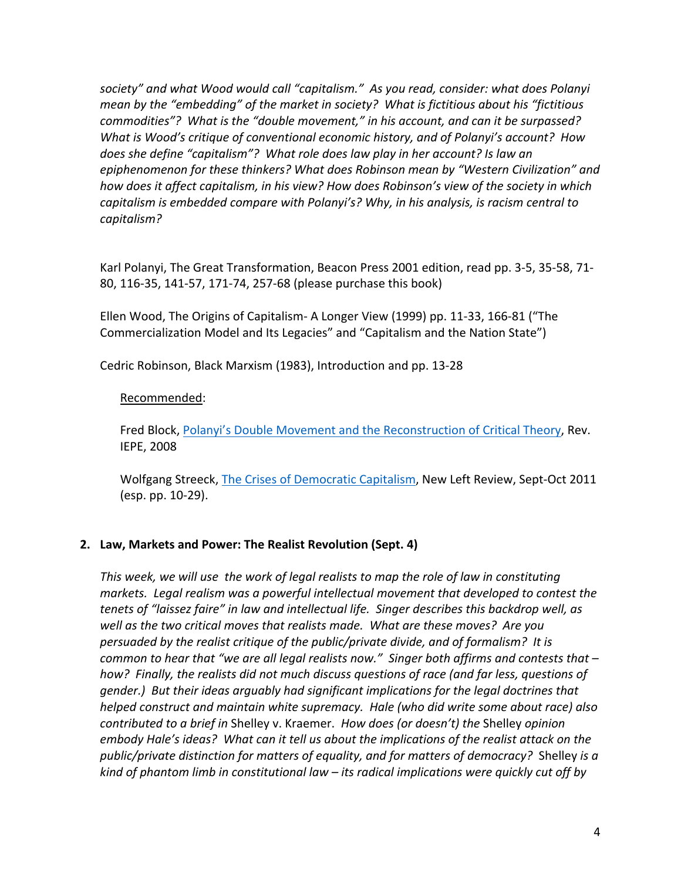*society" and what Wood would call "capitalism." As you read, consider: what does Polanyi mean by the "embedding" of the market in society? What is fictitious about his "fictitious commodities"? What is the "double movement," in his account, and can it be surpassed? What is Wood's critique of conventional economic history, and of Polanyi's account? How does she define "capitalism"? What role does law play in her account? Is law an epiphenomenon for these thinkers? What does Robinson mean by "Western Civilization" and how does it affect capitalism, in his view? How does Robinson's view of the society in which capitalism is embedded compare with Polanyi's? Why, in his analysis, is racism central to capitalism?*

Karl Polanyi, The Great Transformation, Beacon Press 2001 edition, read pp. 3-5, 35-58, 71-80, 116-35, 141-57, 171-74, 257-68 (please purchase this book)

Ellen Wood, The Origins of Capitalism- A Longer View (1999) pp. 11-33, 166-81 ("The Commercialization Model and Its Legacies" and "Capitalism and the Nation State")

Cedric Robinson, Black Marxism (1983), Introduction and pp. 13-28

Recommended:

Fred Block, Polanyi's Double Movement and the Reconstruction of Critical Theory, Rev. IEPE, 2008

Wolfgang Streeck, The Crises of Democratic Capitalism, New Left Review, Sept-Oct 2011 (esp. pp. 10-29).

**2. Law, Markets and Power: The Realist Revolution (Sept. 4)**

*This week, we will use the work of legal realists to map the role of law in constituting markets. Legal realism was a powerful intellectual movement that developed to contest the tenets of "laissez faire" in law and intellectual life. Singer describes this backdrop well, as well as the two critical moves that realists made. What are these moves? Are you persuaded by the realist critique of the public/private divide, and of formalism? It is common to hear that "we are all legal realists now." Singer both affirms and contests that – how? Finally, the realists did not much discuss questions of race (and far less, questions of gender.) But their ideas arguably had significant implications for the legal doctrines that helped construct and maintain white supremacy. Hale (who did write some about race) also contributed to a brief in* Shelley v. Kraemer. *How does (or doesn't) the* Shelley *opinion embody Hale's ideas? What can it tell us about the implications of the realist attack on the public/private distinction for matters of equality, and for matters of democracy?* Shelley *is a kind of phantom limb in constitutional law – its radical implications were quickly cut off by*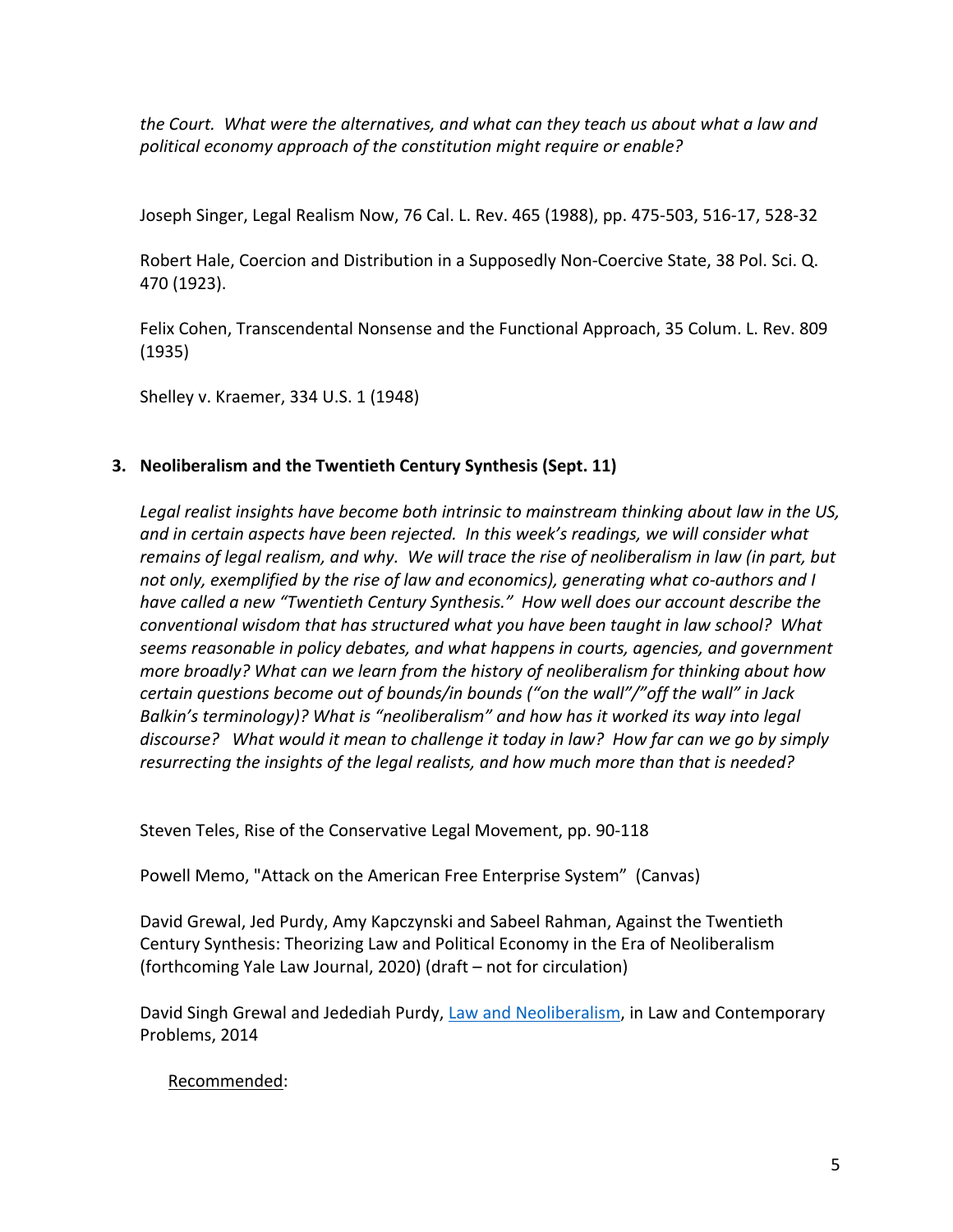*the Court. What were the alternatives, and what can they teach us about what a law and political economy approach of the constitution might require or enable?*

Joseph Singer, Legal Realism Now, 76 Cal. L. Rev. 465 (1988), pp. 475-503, 516-17, 528-32

Robert Hale, Coercion and Distribution in a Supposedly Non-Coercive State, 38 Pol. Sci. Q. 470 (1923).

Felix Cohen, Transcendental Nonsense and the Functional Approach, 35 Colum. L. Rev. 809 (1935)

Shelley v. Kraemer, 334 U.S. 1 (1948)

### 3. Neoliberalism and the Twentieth Century Synthesis (Sept. 11)

*Legal realist insights have become both intrinsic to mainstream thinking about law in the US, and in certain aspects have been rejected. In this week's readings, we will consider what remains of legal realism, and why. We will trace the rise of neoliberalism in law (in part, but not only, exemplified by the rise of law and economics), generating what co-authors and I have called a new "Twentieth Century Synthesis." How well does our account describe the conventional wisdom that has structured what you have been taught in law school? What seems reasonable in policy debates, and what happens in courts, agencies, and government more broadly? What can we learn from the history of neoliberalism for thinking about how certain questions become out of bounds/in bounds ("on the wall"/"off the wall" in Jack Balkin's terminology)? What is "neoliberalism" and how has it worked its way into legal discourse? What would it mean to challenge it today in law? How far can we go by simply resurrecting the insights of the legal realists, and how much more than that is needed?*

Steven Teles, Rise of the Conservative Legal Movement, pp. 90-118

Powell Memo, "Attack on the American Free Enterprise System" (Canvas)

David Grewal, Jed Purdy, Amy Kapczynski and Sabeel Rahman, Against the Twentieth Century Synthesis: Theorizing Law and Political Economy in the Era of Neoliberalism (forthcoming Yale Law Journal, 2020) (draft – not for circulation)

David Singh Grewal and Jedediah Purdy, Law and Neoliberalism, in Law and Contemporary Problems, 2014

Recommended: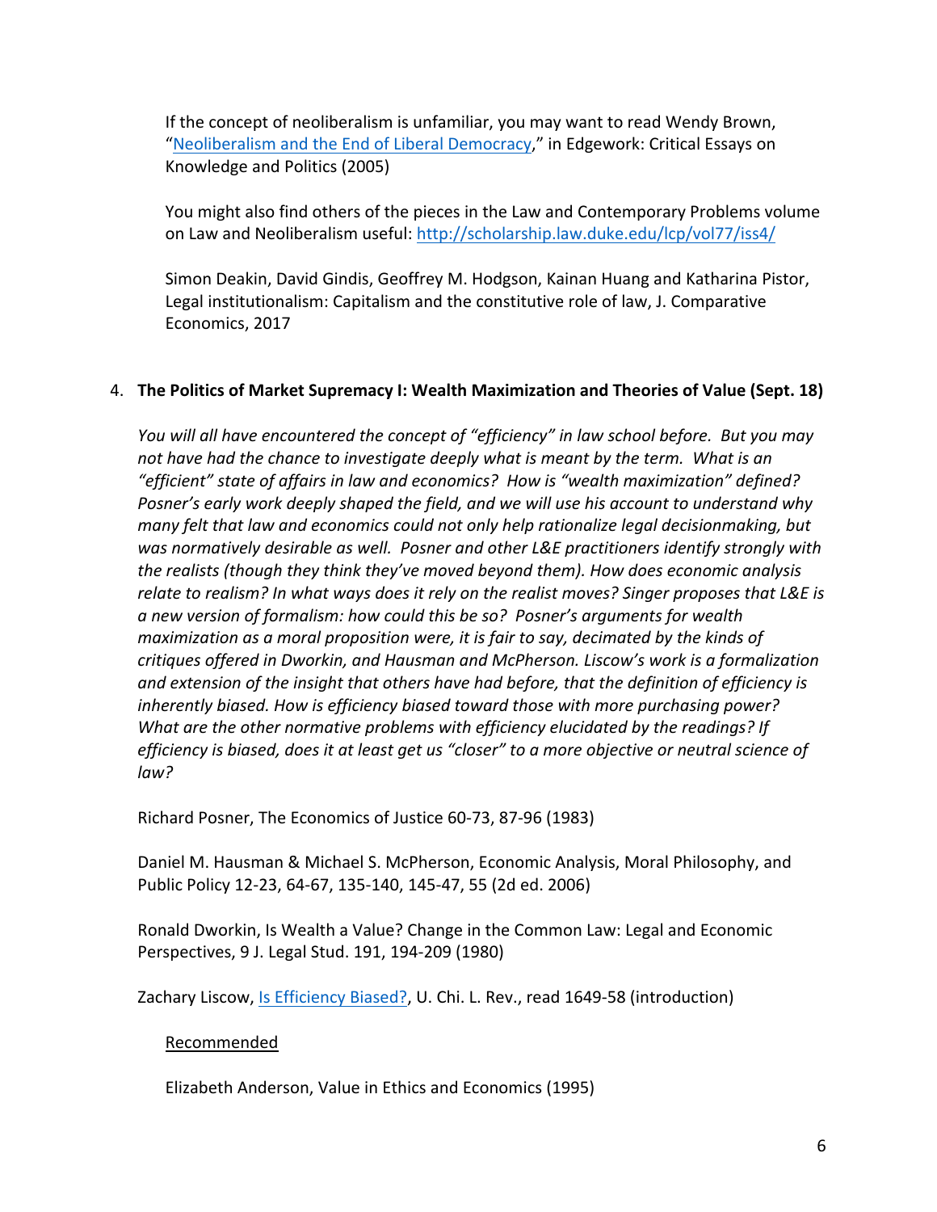If the concept of neoliberalism is unfamiliar, you may want to read Wendy Brown, "Neoliberalism and the End of Liberal Democracy," in Edgework: Critical Essays on Knowledge and Politics (2005)

You might also find others of the pieces in the Law and Contemporary Problems volume on Law and Neoliberalism useful: http://scholarship.law.duke.edu/lcp/vol77/iss4/

Simon Deakin, David Gindis, Geoffrey M. Hodgson, Kainan Huang and Katharina Pistor, Legal institutionalism: Capitalism and the constitutive role of law, J. Comparative Economics, 2017

4. **The Politics of Market Supremacy I: Wealth Maximization and Theories of Value (Sept. 18)**

*You will all have encountered the concept of "efficiency" in law school before. But you may not have had the chance to investigate deeply what is meant by the term. What is an "efficient" state of affairs in law and economics? How is "wealth maximization" defined? Posner's early work deeply shaped the field, and we will use his account to understand why many felt that law and economics could not only help rationalize legal decisionmaking, but was normatively desirable as well. Posner and other L&E practitioners identify strongly with the realists (though they think they've moved beyond them). How does economic analysis relate to realism? In what ways does it rely on the realist moves? Singer proposes that L&E is a new version of formalism: how could this be so? Posner's arguments for wealth maximization as a moral proposition were, it is fair to say, decimated by the kinds of critiques offered in Dworkin, and Hausman and McPherson. Liscow's work is a formalization and extension of the insight that others have had before, that the definition of efficiency is inherently biased. How is efficiency biased toward those with more purchasing power? What are the other normative problems with efficiency elucidated by the readings? If efficiency is biased, does it at least get us "closer" to a more objective or neutral science of law?*

Richard Posner, The Economics of Justice 60-73, 87-96 (1983)

Daniel M. Hausman & Michael S. McPherson, Economic Analysis, Moral Philosophy, and Public Policy 12-23, 64-67, 135-140, 145-47, 55 (2d ed. 2006)

Ronald Dworkin, Is Wealth a Value? Change in the Common Law: Legal and Economic Perspectives, 9 J. Legal Stud. 191, 194-209 (1980)

Zachary Liscow, Is Efficiency Biased?, U. Chi. L. Rev., read 1649-58 (introduction)

Recommended

Elizabeth Anderson, Value in Ethics and Economics (1995)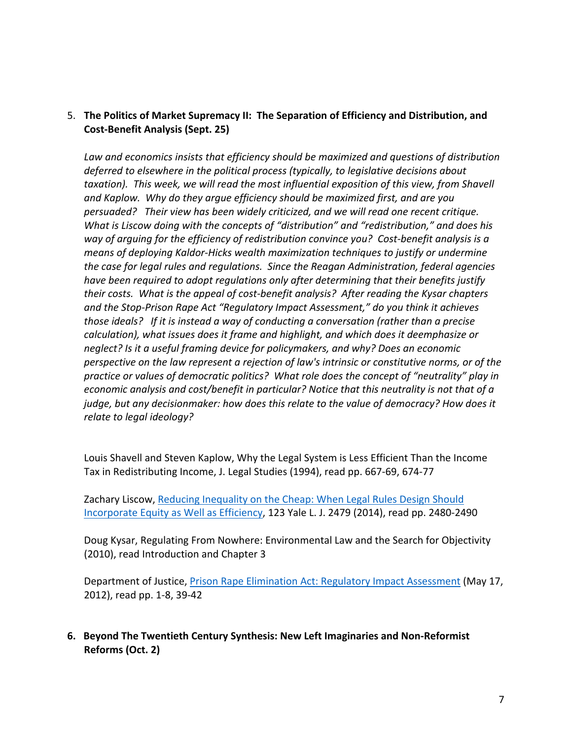5. **The Politics of Market Supremacy II: The Separation of Efficiency and Distribution, and Cost-Benefit Analysis (Sept. 25)**

   *Law and economics insists that efficiency should be maximized and questions of distribution deferred to elsewhere in the political process (typically, to legislative decisions about taxation). This week, we will read the most influential exposition of this view, from Shavell and Kaplow. Why do they argue efficiency should be maximized first, and are you persuaded? Their view has been widely criticized, and we will read one recent critique. What is Liscow doing with the concepts of "distribution" and "redistribution," and does his way of arguing for the efficiency of redistribution convince you? Cost-benefit analysis is a means of deploying Kaldor-Hicks wealth maximization techniques to justify or undermine the case for legal rules and regulations. Since the Reagan Administration, federal agencies have been required to adopt regulations only after determining that their benefits justify their costs. What is the appeal of cost-benefit analysis? After reading the Kysar chapters and the Stop-Prison Rape Act "Regulatory Impact Assessment," do you think it achieves those ideals? If it is instead a way of conducting a conversation (rather than a precise calculation), what issues does it frame and highlight, and which does it deemphasize or neglect? Is it a useful framing device for policymakers, and why? Does an economic perspective on the law represent a rejection of law's intrinsic or constitutive norms, or of the practice or values of democratic politics? What role does the concept of "neutrality" play in economic analysis and cost/benefit in particular? Notice that this neutrality is not that of a judge, but any decisionmaker: how does this relate to the value of democracy? How does it relate to legal ideology?*

   Louis Shavell and Steven Kaplow, Why the Legal System is Less Efficient Than the Income Tax in Redistributing Income, J. Legal Studies (1994), read pp. 667-69, 674-77

   Zachary Liscow, Reducing Inequality on the Cheap: When Legal Rules Design Should Incorporate Equity as Well as Efficiency, 123 Yale L. J. 2479 (2014), read pp. 2480-2490

   Doug Kysar, Regulating From Nowhere: Environmental Law and the Search for Objectivity (2010), read Introduction and Chapter 3

   Department of Justice, Prison Rape Elimination Act: Regulatory Impact Assessment (May 17, 2012), read pp. 1-8, 39-42

6. **Beyond The Twentieth Century Synthesis: New Left Imaginaries and Non-Reformist Reforms (Oct. 2)**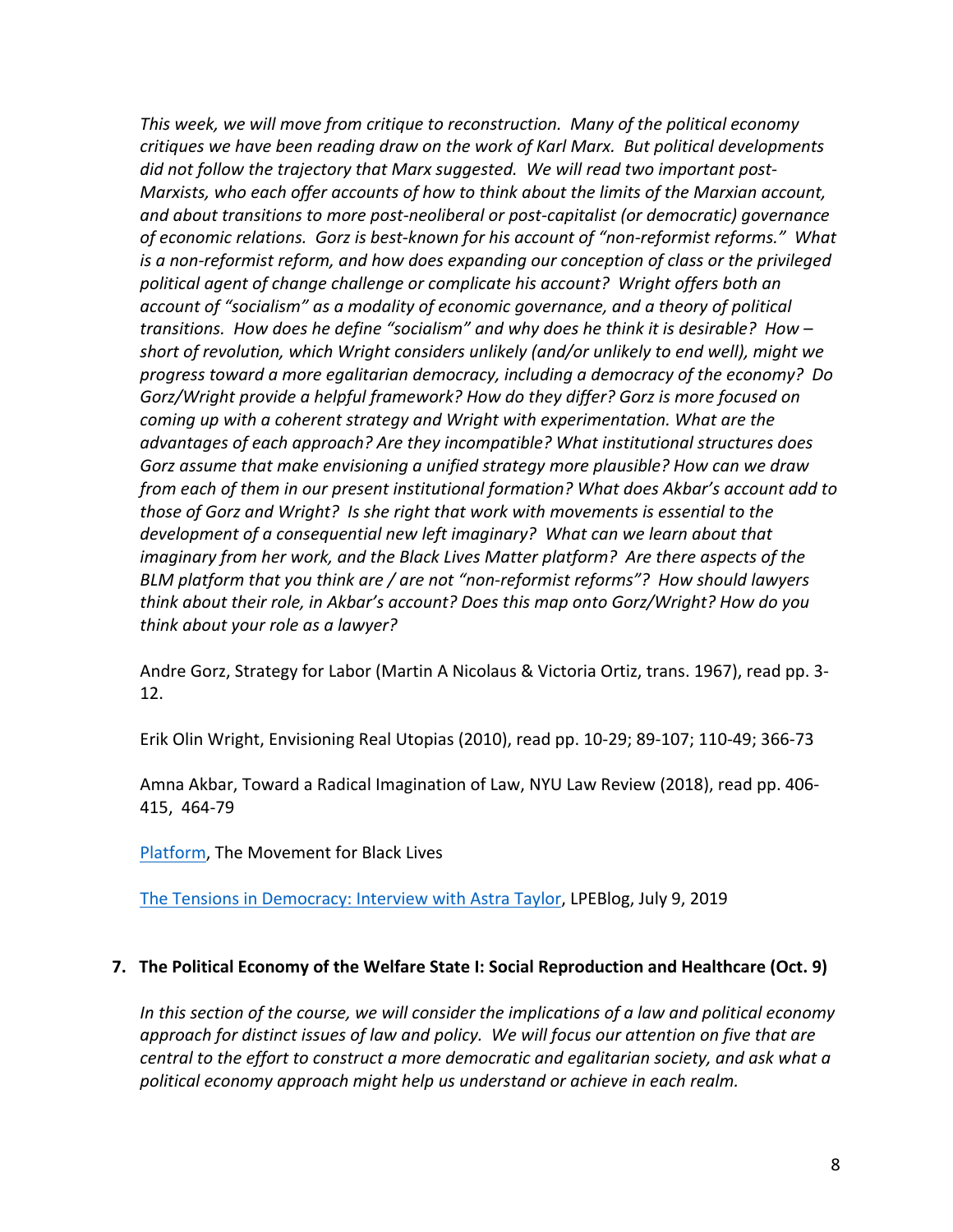*This week, we will move from critique to reconstruction. Many of the political economy critiques we have been reading draw on the work of Karl Marx. But political developments did not follow the trajectory that Marx suggested. We will read two important post-Marxists, who each offer accounts of how to think about the limits of the Marxian account, and about transitions to more post-neoliberal or post-capitalist (or democratic) governance of economic relations. Gorz is best-known for his account of "non-reformist reforms." What is a non-reformist reform, and how does expanding our conception of class or the privileged political agent of change challenge or complicate his account? Wright offers both an account of "socialism" as a modality of economic governance, and a theory of political transitions. How does he define "socialism" and why does he think it is desirable? How – short of revolution, which Wright considers unlikely (and/or unlikely to end well), might we progress toward a more egalitarian democracy, including a democracy of the economy? Do Gorz/Wright provide a helpful framework? How do they differ? Gorz is more focused on coming up with a coherent strategy and Wright with experimentation. What are the advantages of each approach? Are they incompatible? What institutional structures does Gorz assume that make envisioning a unified strategy more plausible? How can we draw from each of them in our present institutional formation? What does Akbar's account add to those of Gorz and Wright? Is she right that work with movements is essential to the development of a consequential new left imaginary? What can we learn about that imaginary from her work, and the Black Lives Matter platform? Are there aspects of the BLM platform that you think are / are not "non-reformist reforms"? How should lawyers think about their role, in Akbar's account? Does this map onto Gorz/Wright? How do you think about your role as a lawyer?*

Andre Gorz, Strategy for Labor (Martin A Nicolaus & Victoria Ortiz, trans. 1967), read pp. 3-12.

Erik Olin Wright, Envisioning Real Utopias (2010), read pp. 10-29; 89-107; 110-49; 366-73

Amna Akbar, Toward a Radical Imagination of Law, NYU Law Review (2018), read pp. 406-415, 464-79

Platform, The Movement for Black Lives

The Tensions in Democracy: Interview with Astra Taylor, LPEBlog, July 9, 2019

## 7. The Political Economy of the Welfare State I: Social Reproduction and Healthcare (Oct. 9)

*In this section of the course, we will consider the implications of a law and political economy approach for distinct issues of law and policy. We will focus our attention on five that are central to the effort to construct a more democratic and egalitarian society, and ask what a political economy approach might help us understand or achieve in each realm.*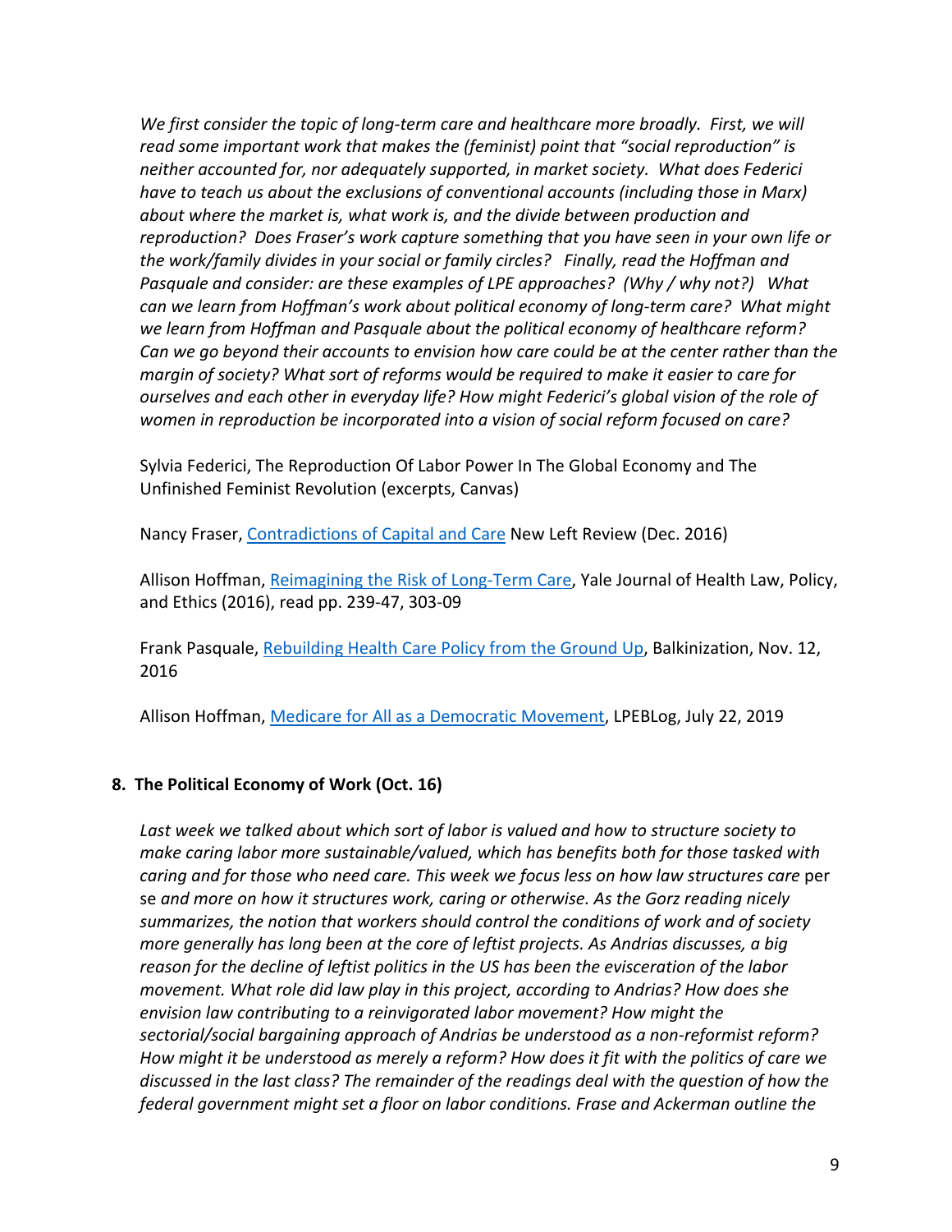*We first consider the topic of long-term care and healthcare more broadly. First, we will read some important work that makes the (feminist) point that "social reproduction" is neither accounted for, nor adequately supported, in market society. What does Federici have to teach us about the exclusions of conventional accounts (including those in Marx) about where the market is, what work is, and the divide between production and reproduction? Does Fraser's work capture something that you have seen in your own life or the work/family divides in your social or family circles? Finally, read the Hoffman and Pasquale and consider: are these examples of LPE approaches? (Why / why not?) What can we learn from Hoffman's work about political economy of long-term care? What might we learn from Hoffman and Pasquale about the political economy of healthcare reform? Can we go beyond their accounts to envision how care could be at the center rather than the margin of society? What sort of reforms would be required to make it easier to care for ourselves and each other in everyday life? How might Federici's global vision of the role of women in reproduction be incorporated into a vision of social reform focused on care?*

Sylvia Federici, The Reproduction Of Labor Power In The Global Economy and The Unfinished Feminist Revolution (excerpts, Canvas)

Nancy Fraser, Contradictions of Capital and Care New Left Review (Dec. 2016)

Allison Hoffman, Reimagining the Risk of Long-Term Care, Yale Journal of Health Law, Policy, and Ethics (2016), read pp. 239-47, 303-09

Frank Pasquale, Rebuilding Health Care Policy from the Ground Up, Balkinization, Nov. 12, 2016

Allison Hoffman, Medicare for All as a Democratic Movement, LPEBLog, July 22, 2019

## 8. The Political Economy of Work (Oct. 16)

*Last week we talked about which sort of labor is valued and how to structure society to make caring labor more sustainable/valued, which has benefits both for those tasked with caring and for those who need care. This week we focus less on how law structures care* per se *and more on how it structures work, caring or otherwise. As the Gorz reading nicely summarizes, the notion that workers should control the conditions of work and of society more generally has long been at the core of leftist projects. As Andrias discusses, a big reason for the decline of leftist politics in the US has been the evisceration of the labor movement. What role did law play in this project, according to Andrias? How does she envision law contributing to a reinvigorated labor movement? How might the sectorial/social bargaining approach of Andrias be understood as a non-reformist reform? How might it be understood as merely a reform? How does it fit with the politics of care we discussed in the last class? The remainder of the readings deal with the question of how the federal government might set a floor on labor conditions. Frase and Ackerman outline the*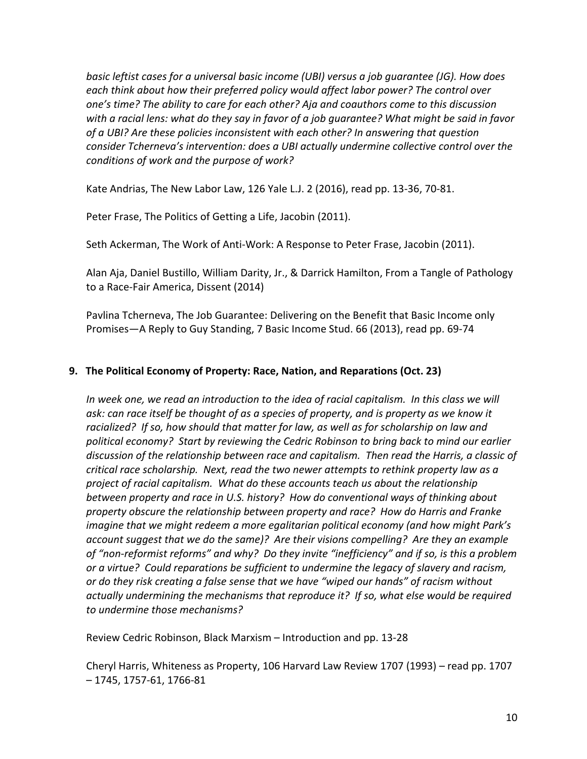*basic leftist cases for a universal basic income (UBI) versus a job guarantee (JG). How does each think about how their preferred policy would affect labor power? The control over one's time? The ability to care for each other? Aja and coauthors come to this discussion with a racial lens: what do they say in favor of a job guarantee? What might be said in favor of a UBI? Are these policies inconsistent with each other? In answering that question consider Tcherneva's intervention: does a UBI actually undermine collective control over the conditions of work and the purpose of work?*

Kate Andrias, The New Labor Law, 126 Yale L.J. 2 (2016), read pp. 13-36, 70-81.

Peter Frase, The Politics of Getting a Life, Jacobin (2011).

Seth Ackerman, The Work of Anti-Work: A Response to Peter Frase, Jacobin (2011).

Alan Aja, Daniel Bustillo, William Darity, Jr., & Darrick Hamilton, From a Tangle of Pathology to a Race-Fair America, Dissent (2014)

Pavlina Tcherneva, The Job Guarantee: Delivering on the Benefit that Basic Income only Promises—A Reply to Guy Standing, 7 Basic Income Stud. 66 (2013), read pp. 69-74

## 9. The Political Economy of Property: Race, Nation, and Reparations (Oct. 23)

*In week one, we read an introduction to the idea of racial capitalism. In this class we will ask: can race itself be thought of as a species of property, and is property as we know it racialized? If so, how should that matter for law, as well as for scholarship on law and political economy? Start by reviewing the Cedric Robinson to bring back to mind our earlier discussion of the relationship between race and capitalism. Then read the Harris, a classic of critical race scholarship. Next, read the two newer attempts to rethink property law as a project of racial capitalism. What do these accounts teach us about the relationship between property and race in U.S. history? How do conventional ways of thinking about property obscure the relationship between property and race? How do Harris and Franke imagine that we might redeem a more egalitarian political economy (and how might Park's account suggest that we do the same)? Are their visions compelling? Are they an example of "non-reformist reforms" and why? Do they invite "inefficiency" and if so, is this a problem or a virtue? Could reparations be sufficient to undermine the legacy of slavery and racism, or do they risk creating a false sense that we have "wiped our hands" of racism without actually undermining the mechanisms that reproduce it? If so, what else would be required to undermine those mechanisms?*

Review Cedric Robinson, Black Marxism – Introduction and pp. 13-28

Cheryl Harris, Whiteness as Property, 106 Harvard Law Review 1707 (1993) – read pp. 1707 – 1745, 1757-61, 1766-81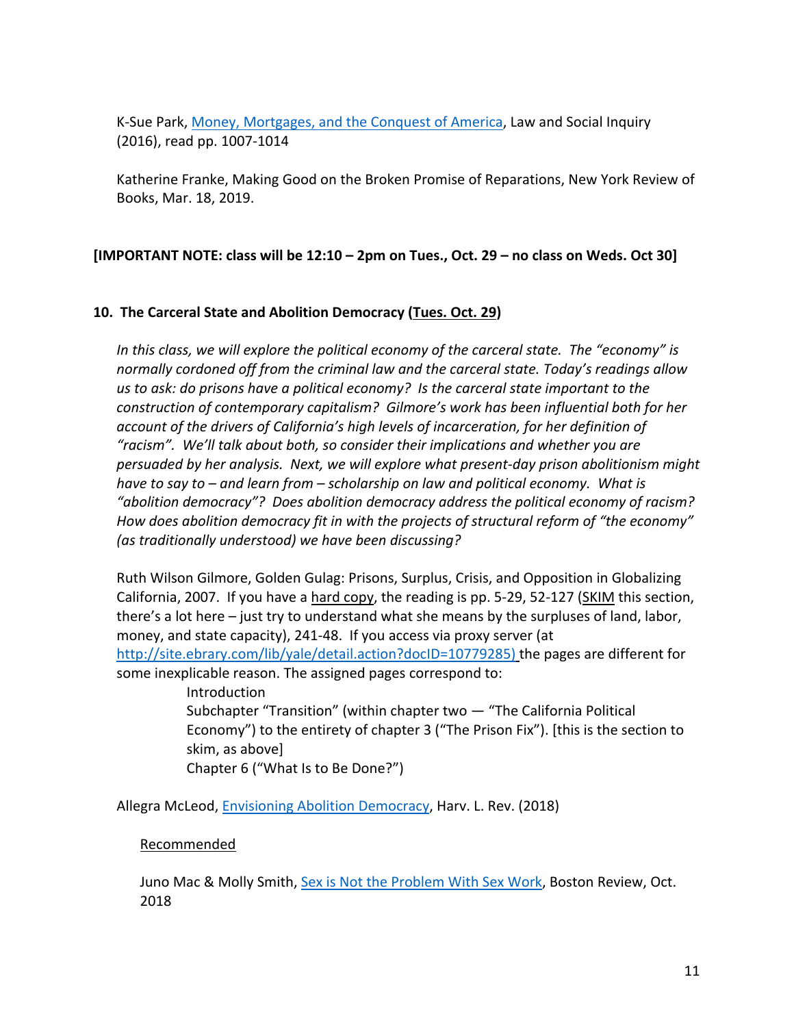K-Sue Park, [Money, Mortgages, and the Conquest of America](), Law and Social Inquiry (2016), read pp. 1007-1014

Katherine Franke, Making Good on the Broken Promise of Reparations, New York Review of Books, Mar. 18, 2019.

**[IMPORTANT NOTE: class will be 12:10 – 2pm on Tues., Oct. 29 – no class on Weds. Oct 30]**

### 10. The Carceral State and Abolition Democracy (<u>Tues. Oct. 29</u>)

*In this class, we will explore the political economy of the carceral state. The "economy" is normally cordoned off from the criminal law and the carceral state. Today's readings allow us to ask: do prisons have a political economy? Is the carceral state important to the construction of contemporary capitalism? Gilmore's work has been influential both for her account of the drivers of California's high levels of incarceration, for her definition of "racism". We'll talk about both, so consider their implications and whether you are persuaded by her analysis. Next, we will explore what present-day prison abolitionism might have to say to – and learn from – scholarship on law and political economy. What is "abolition democracy"? Does abolition democracy address the political economy of racism? How does abolition democracy fit in with the projects of structural reform of "the economy" (as traditionally understood) we have been discussing?*

Ruth Wilson Gilmore, Golden Gulag: Prisons, Surplus, Crisis, and Opposition in Globalizing California, 2007. If you have a <u>hard copy</u>, the reading is pp. 5-29, 52-127 (<u>SKIM</u> this section, there's a lot here – just try to understand what she means by the surpluses of land, labor, money, and state capacity), 241-48. If you access via proxy server (at [http://site.ebrary.com/lib/yale/detail.action?docID=10779285)](http://site.ebrary.com/lib/yale/detail.action?docID=10779285) the pages are different for some inexplicable reason. The assigned pages correspond to:

- Introduction
- Subchapter "Transition" (within chapter two — "The California Political Economy") to the entirety of chapter 3 ("The Prison Fix"). [this is the section to skim, as above]
- Chapter 6 ("What Is to Be Done?")

Allegra McLeod, [Envisioning Abolition Democracy](), Harv. L. Rev. (2018)

<u>Recommended</u>

Juno Mac & Molly Smith, [Sex is Not the Problem With Sex Work](), Boston Review, Oct. 2018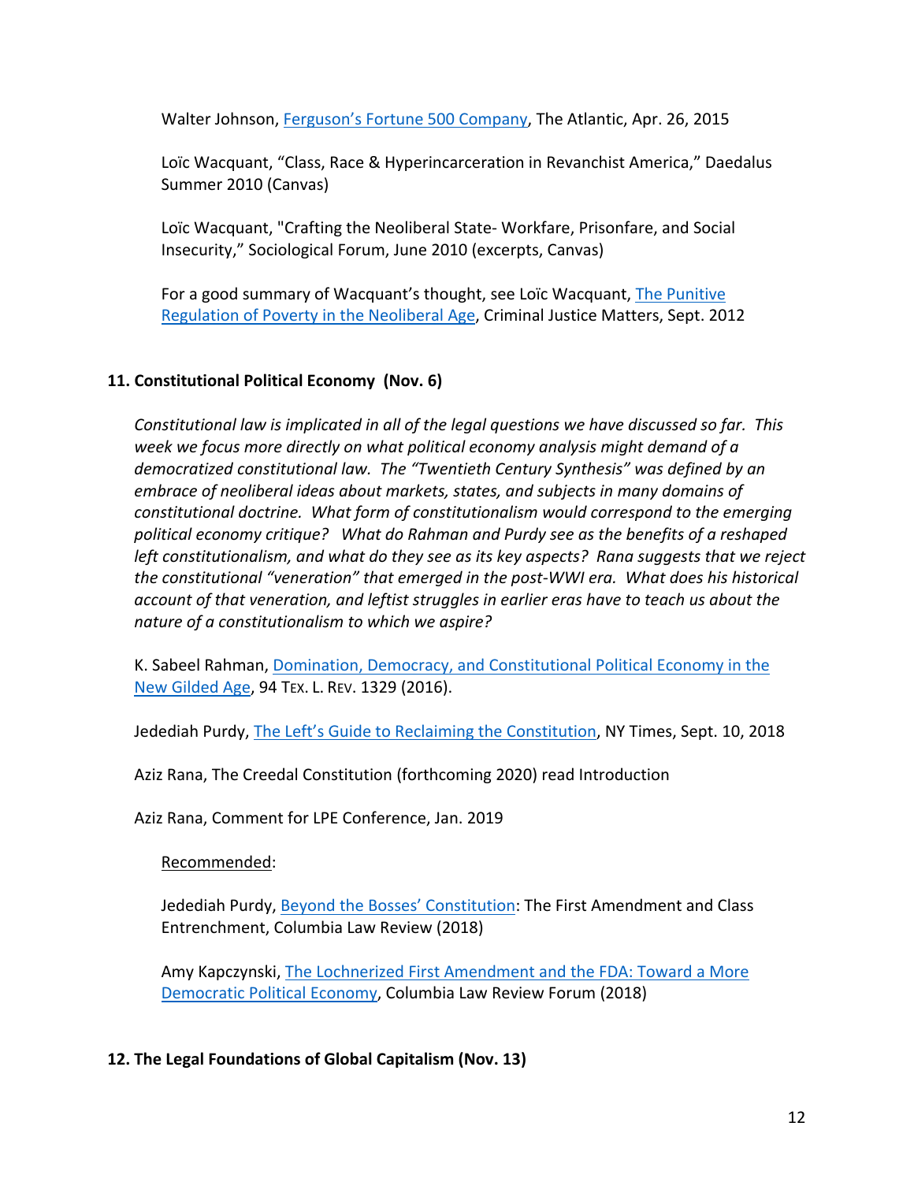Walter Johnson, [Ferguson's Fortune 500 Company](), The Atlantic, Apr. 26, 2015

Loïc Wacquant, "Class, Race & Hyperincarceration in Revanchist America," Daedalus Summer 2010 (Canvas)

Loïc Wacquant, "Crafting the Neoliberal State- Workfare, Prisonfare, and Social Insecurity," Sociological Forum, June 2010 (excerpts, Canvas)

For a good summary of Wacquant's thought, see Loïc Wacquant, [The Punitive Regulation of Poverty in the Neoliberal Age](), Criminal Justice Matters, Sept. 2012

### 11. Constitutional Political Economy (Nov. 6)

*Constitutional law is implicated in all of the legal questions we have discussed so far. This week we focus more directly on what political economy analysis might demand of a democratized constitutional law. The "Twentieth Century Synthesis" was defined by an embrace of neoliberal ideas about markets, states, and subjects in many domains of constitutional doctrine. What form of constitutionalism would correspond to the emerging political economy critique? What do Rahman and Purdy see as the benefits of a reshaped left constitutionalism, and what do they see as its key aspects? Rana suggests that we reject the constitutional "veneration" that emerged in the post-WWI era. What does his historical account of that veneration, and leftist struggles in earlier eras have to teach us about the nature of a constitutionalism to which we aspire?*

K. Sabeel Rahman, [Domination, Democracy, and Constitutional Political Economy in the New Gilded Age](), 94 TEX. L. REV. 1329 (2016).

Jedediah Purdy, [The Left's Guide to Reclaiming the Constitution](), NY Times, Sept. 10, 2018

Aziz Rana, The Creedal Constitution (forthcoming 2020) read Introduction

Aziz Rana, Comment for LPE Conference, Jan. 2019

Recommended:

Jedediah Purdy, [Beyond the Bosses' Constitution](): The First Amendment and Class Entrenchment, Columbia Law Review (2018)

Amy Kapczynski, [The Lochnerized First Amendment and the FDA: Toward a More Democratic Political Economy](), Columbia Law Review Forum (2018)

### 12. The Legal Foundations of Global Capitalism (Nov. 13)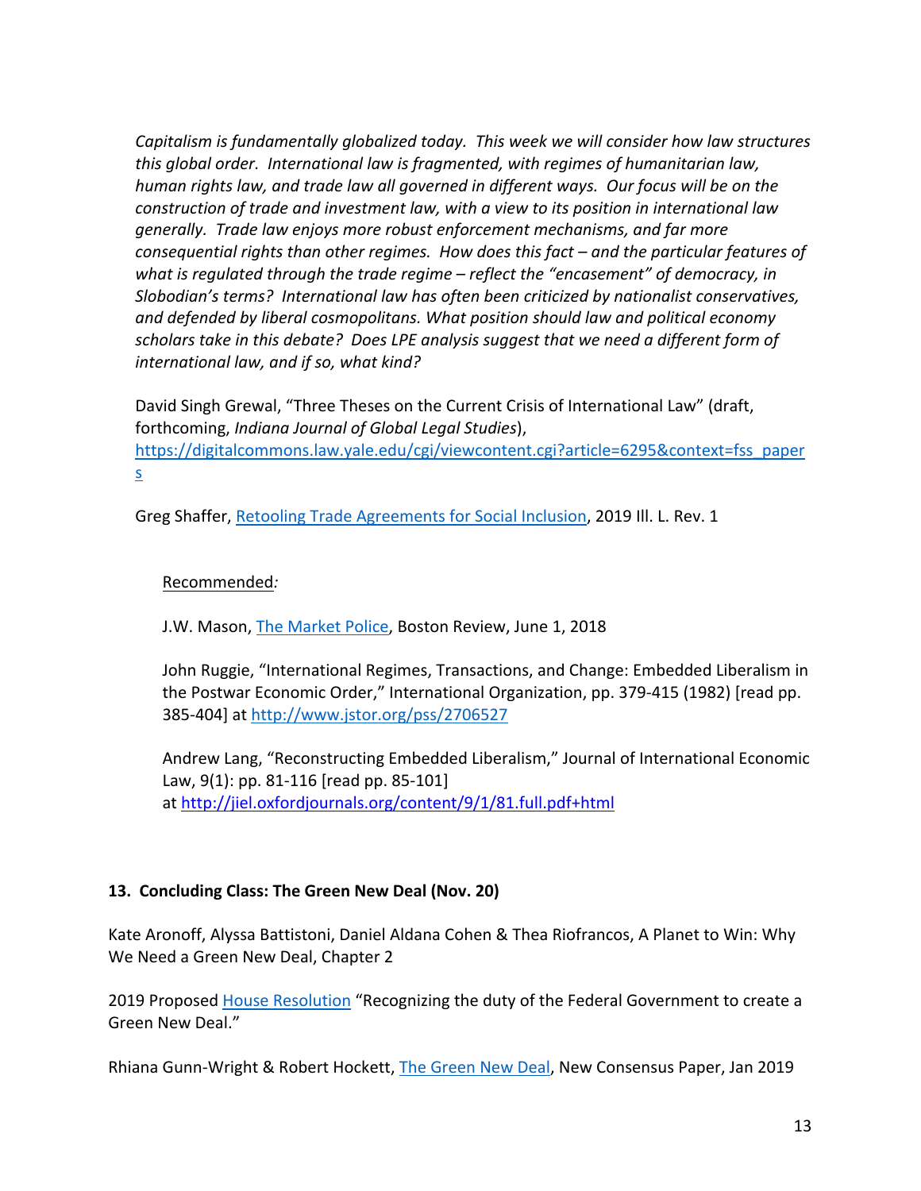*Capitalism is fundamentally globalized today. This week we will consider how law structures this global order. International law is fragmented, with regimes of humanitarian law, human rights law, and trade law all governed in different ways. Our focus will be on the construction of trade and investment law, with a view to its position in international law generally. Trade law enjoys more robust enforcement mechanisms, and far more consequential rights than other regimes. How does this fact – and the particular features of what is regulated through the trade regime – reflect the "encasement" of democracy, in Slobodian's terms? International law has often been criticized by nationalist conservatives, and defended by liberal cosmopolitans. What position should law and political economy scholars take in this debate? Does LPE analysis suggest that we need a different form of international law, and if so, what kind?*

David Singh Grewal, "Three Theses on the Current Crisis of International Law" (draft, forthcoming, *Indiana Journal of Global Legal Studies*), [https://digitalcommons.law.yale.edu/cgi/viewcontent.cgi?article=6295&context=fss_papers](https://digitalcommons.law.yale.edu/cgi/viewcontent.cgi?article=6295&context=fss_papers)

Greg Shaffer, [Retooling Trade Agreements for Social Inclusion](), 2019 Ill. L. Rev. 1

Recommended*:*

J.W. Mason, [The Market Police](), Boston Review, June 1, 2018

John Ruggie, "International Regimes, Transactions, and Change: Embedded Liberalism in the Postwar Economic Order," International Organization, pp. 379-415 (1982) [read pp. 385-404] at [http://www.jstor.org/pss/2706527](http://www.jstor.org/pss/2706527)

Andrew Lang, "Reconstructing Embedded Liberalism," Journal of International Economic Law, 9(1): pp. 81-116 [read pp. 85-101] at [http://jiel.oxfordjournals.org/content/9/1/81.full.pdf+html](http://jiel.oxfordjournals.org/content/9/1/81.full.pdf+html)

**13. Concluding Class: The Green New Deal (Nov. 20)**

Kate Aronoff, Alyssa Battistoni, Daniel Aldana Cohen & Thea Riofrancos, A Planet to Win: Why We Need a Green New Deal, Chapter 2

2019 Proposed [House Resolution]() "Recognizing the duty of the Federal Government to create a Green New Deal."

Rhiana Gunn-Wright & Robert Hockett, [The Green New Deal](), New Consensus Paper, Jan 2019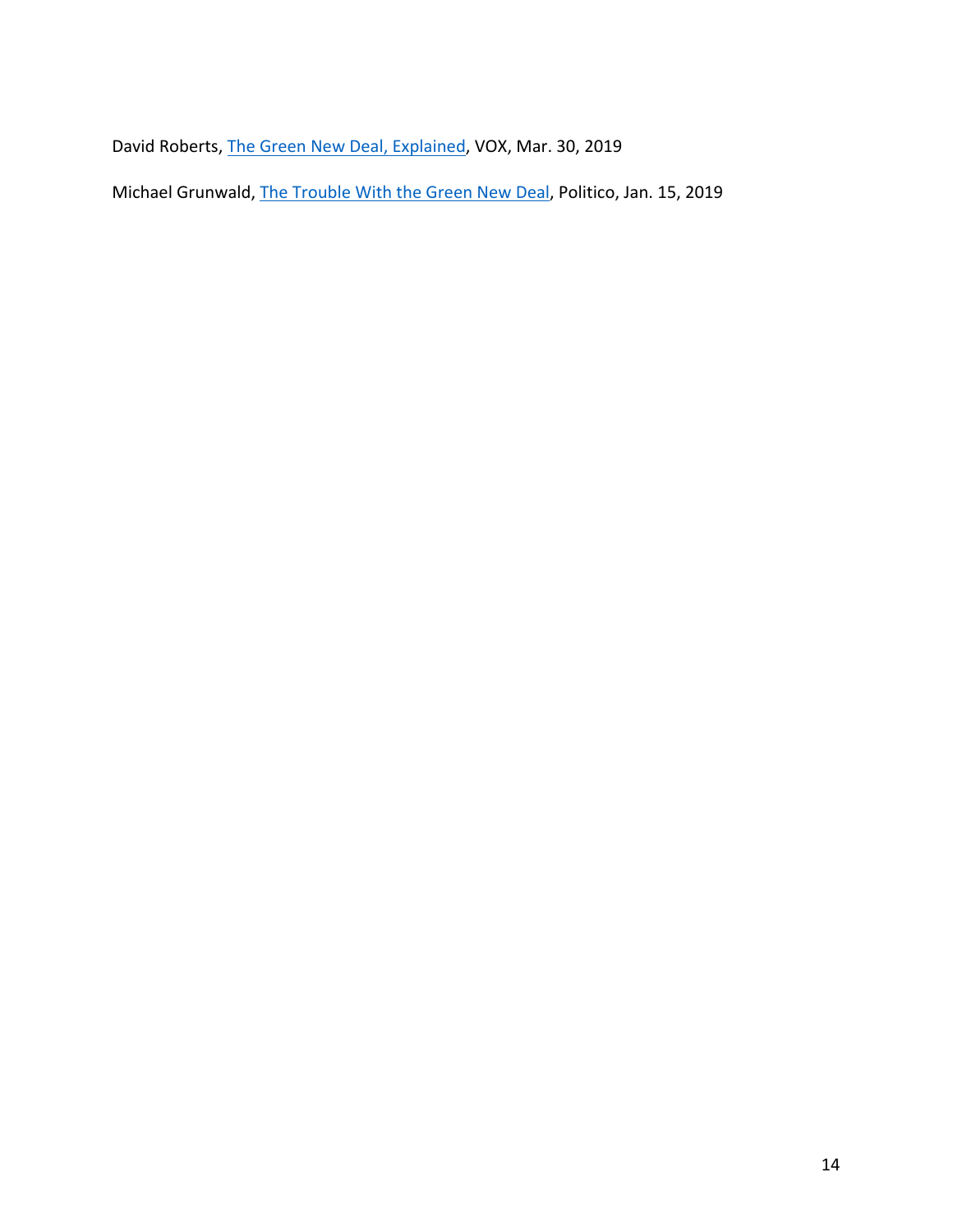David Roberts, The Green New Deal, Explained, VOX, Mar. 30, 2019

Michael Grunwald, The Trouble With the Green New Deal, Politico, Jan. 15, 2019